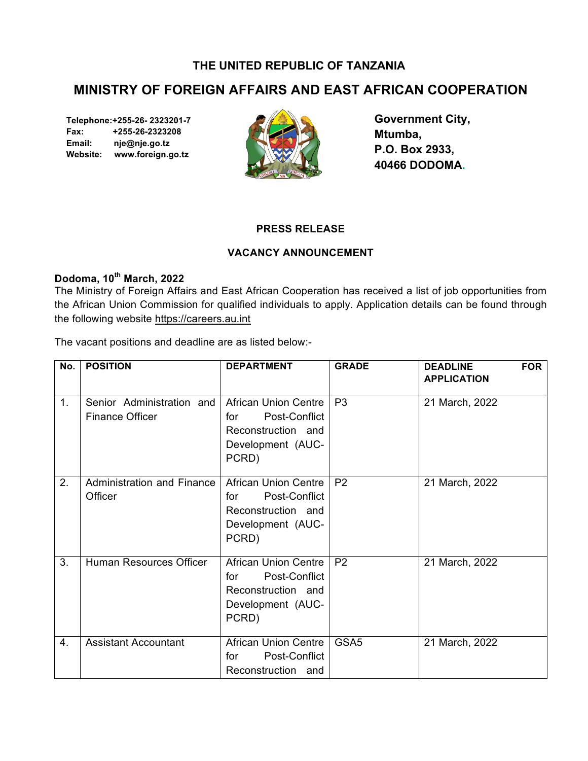# THE UNITED REPUBLIC OF TANZANIA

## MINISTRY OF FOREIGN AFFAIRS AND EAST AFRICAN COOPERATION

**Telephone:** +255-26- 2323201-7
**Fax:** +255-26-2323208
**Email:** nje@nje.go.tz
**Website:** www.foreign.go.tz

**Government City,**
**Mtumba,**
**P.O. Box 2933,**
**40466 DODOMA.**

**PRESS RELEASE**

**VACANCY ANNOUNCEMENT**

**Dodoma, 10th March, 2022**

The Ministry of Foreign Affairs and East African Cooperation has received a list of job opportunities from the African Union Commission for qualified individuals to apply. Application details can be found through the following website https://careers.au.int

The vacant positions and deadline are as listed below:-

| No. | POSITION | DEPARTMENT | GRADE | DEADLINE FOR APPLICATION |
|---|---|---|---|---|
| 1. | Senior Administration and Finance Officer | African Union Centre for Post-Conflict Reconstruction and Development (AUC-PCRD) | P3 | 21 March, 2022 |
| 2. | Administration and Finance Officer | African Union Centre for Post-Conflict Reconstruction and Development (AUC-PCRD) | P2 | 21 March, 2022 |
| 3. | Human Resources Officer | African Union Centre for Post-Conflict Reconstruction and Development (AUC-PCRD) | P2 | 21 March, 2022 |
| 4. | Assistant Accountant | African Union Centre for Post-Conflict Reconstruction and | GSA5 | 21 March, 2022 |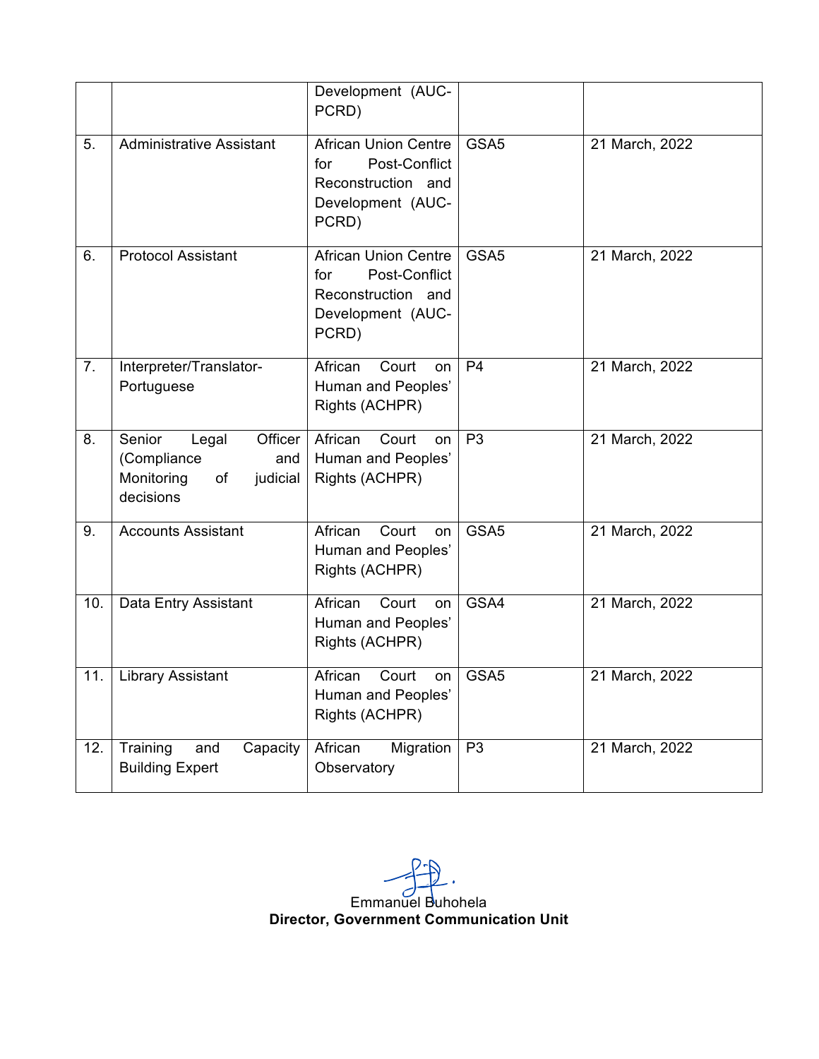| | | | | |
|---|---|---|---|---|
| | | Development (AUC-PCRD) | | |
| 5. | Administrative Assistant | African Union Centre for Post-Conflict Reconstruction and Development (AUC-PCRD) | GSA5 | 21 March, 2022 |
| 6. | Protocol Assistant | African Union Centre for Post-Conflict Reconstruction and Development (AUC-PCRD) | GSA5 | 21 March, 2022 |
| 7. | Interpreter/Translator-Portuguese | African Court on Human and Peoples' Rights (ACHPR) | P4 | 21 March, 2022 |
| 8. | Senior Legal Officer (Compliance and Monitoring of judicial decisions | African Court on Human and Peoples' Rights (ACHPR) | P3 | 21 March, 2022 |
| 9. | Accounts Assistant | African Court on Human and Peoples' Rights (ACHPR) | GSA5 | 21 March, 2022 |
| 10. | Data Entry Assistant | African Court on Human and Peoples' Rights (ACHPR) | GSA4 | 21 March, 2022 |
| 11. | Library Assistant | African Court on Human and Peoples' Rights (ACHPR) | GSA5 | 21 March, 2022 |
| 12. | Training and Capacity Building Expert | African Migration Observatory | P3 | 21 March, 2022 |

Emmanuel Buhohela
**Director, Government Communication Unit**